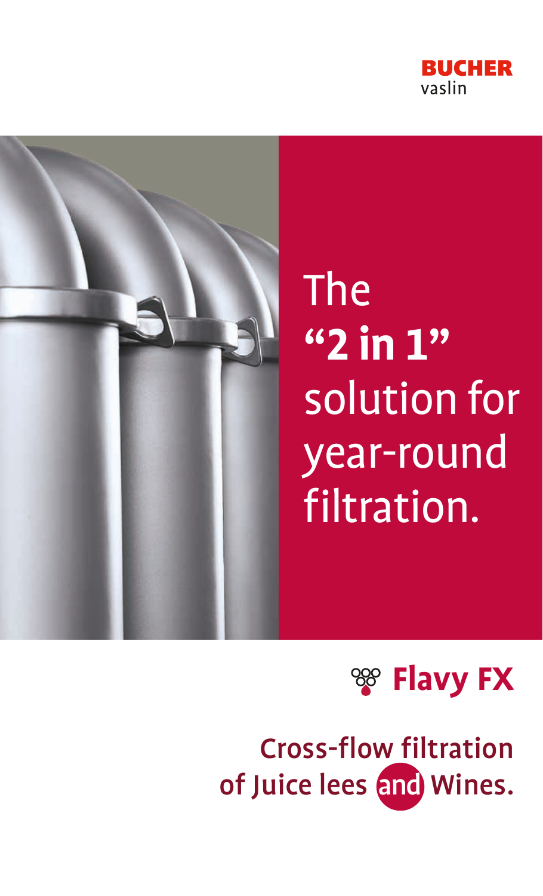BUCHER
vaslin

# The **"2 in 1"** solution for year-round filtration.

## Flavy FX

### Cross-flow filtration of Juice lees and Wines.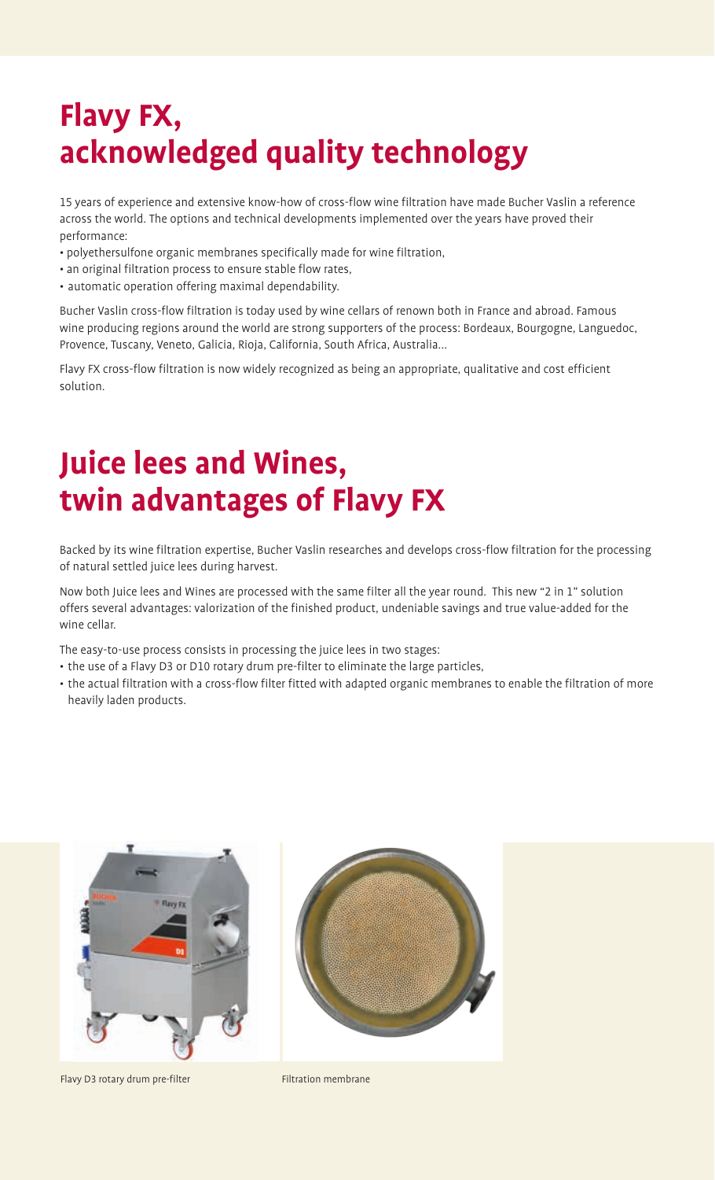# Flavy FX, acknowledged quality technology

15 years of experience and extensive know-how of cross-flow wine filtration have made Bucher Vaslin a reference across the world. The options and technical developments implemented over the years have proved their performance:

- polyethersulfone organic membranes specifically made for wine filtration,
- an original filtration process to ensure stable flow rates,
- automatic operation offering maximal dependability.

Bucher Vaslin cross-flow filtration is today used by wine cellars of renown both in France and abroad. Famous wine producing regions around the world are strong supporters of the process: Bordeaux, Bourgogne, Languedoc, Provence, Tuscany, Veneto, Galicia, Rioja, California, South Africa, Australia...

Flavy FX cross-flow filtration is now widely recognized as being an appropriate, qualitative and cost efficient solution.

# Juice lees and Wines, twin advantages of Flavy FX

Backed by its wine filtration expertise, Bucher Vaslin researches and develops cross-flow filtration for the processing of natural settled juice lees during harvest.

Now both Juice lees and Wines are processed with the same filter all the year round. This new "2 in 1" solution offers several advantages: valorization of the finished product, undeniable savings and true value-added for the wine cellar.

The easy-to-use process consists in processing the juice lees in two stages:

- the use of a Flavy D3 or D10 rotary drum pre-filter to eliminate the large particles,
- the actual filtration with a cross-flow filter fitted with adapted organic membranes to enable the filtration of more heavily laden products.

Flavy D3 rotary drum pre-filter

Filtration membrane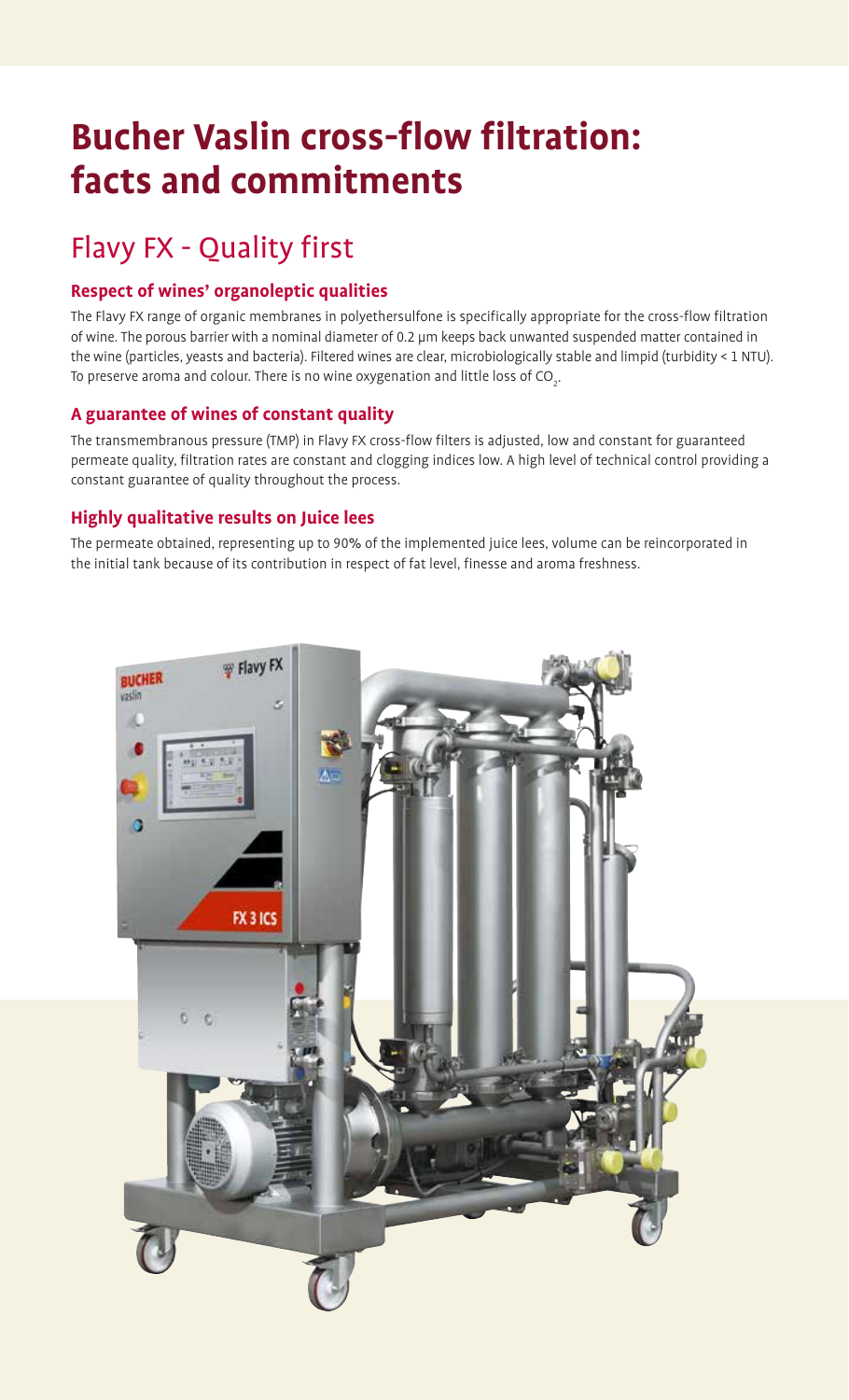# Bucher Vaslin cross-flow filtration: facts and commitments

## Flavy FX - Quality first

### Respect of wines' organoleptic qualities

The Flavy FX range of organic membranes in polyethersulfone is specifically appropriate for the cross-flow filtration of wine. The porous barrier with a nominal diameter of 0.2 µm keeps back unwanted suspended matter contained in the wine (particles, yeasts and bacteria). Filtered wines are clear, microbiologically stable and limpid (turbidity < 1 NTU). To preserve aroma and colour. There is no wine oxygenation and little loss of $CO_2$.

### A guarantee of wines of constant quality

The transmembranous pressure (TMP) in Flavy FX cross-flow filters is adjusted, low and constant for guaranteed permeate quality, filtration rates are constant and clogging indices low. A high level of technical control providing a constant guarantee of quality throughout the process.

### Highly qualitative results on Juice lees

The permeate obtained, representing up to 90% of the implemented juice lees, volume can be reincorporated in the initial tank because of its contribution in respect of fat level, finesse and aroma freshness.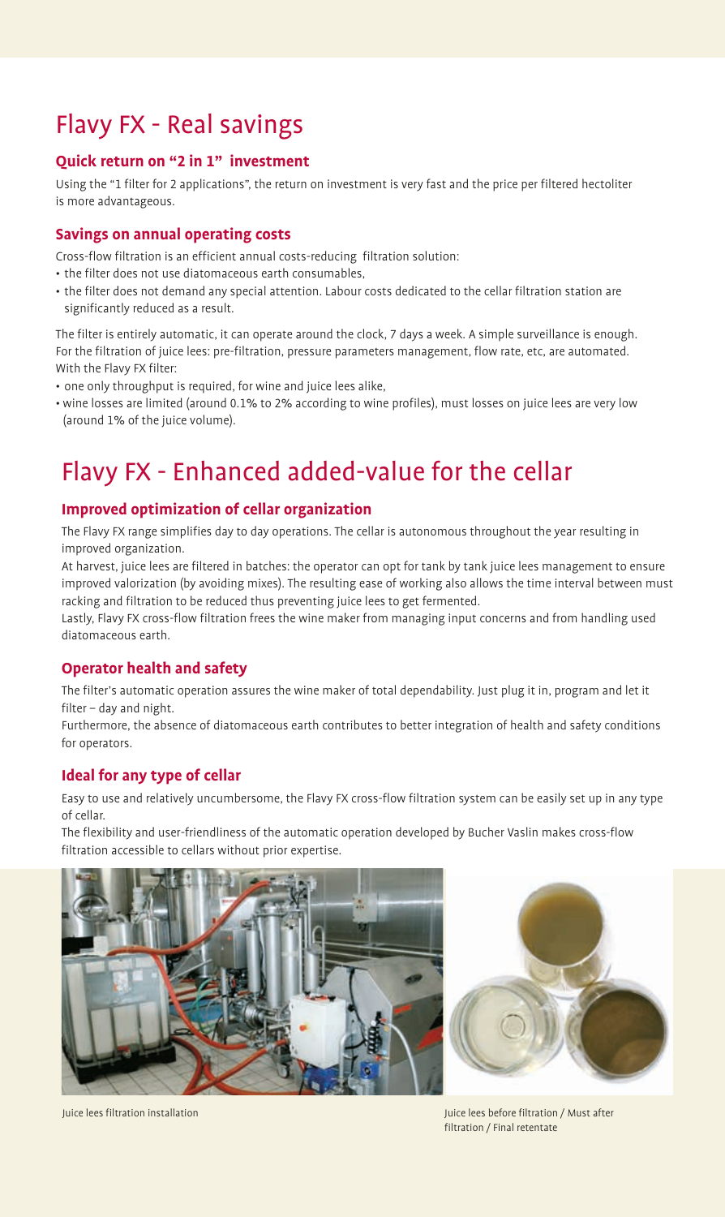# Flavy FX - Real savings

### Quick return on "2 in 1" investment

Using the "1 filter for 2 applications", the return on investment is very fast and the price per filtered hectoliter is more advantageous.

### Savings on annual operating costs

Cross-flow filtration is an efficient annual costs-reducing filtration solution:

- the filter does not use diatomaceous earth consumables,
- the filter does not demand any special attention. Labour costs dedicated to the cellar filtration station are significantly reduced as a result.

The filter is entirely automatic, it can operate around the clock, 7 days a week. A simple surveillance is enough. For the filtration of juice lees: pre-filtration, pressure parameters management, flow rate, etc, are automated. With the Flavy FX filter:

- one only throughput is required, for wine and juice lees alike,
- wine losses are limited (around 0.1% to 2% according to wine profiles), must losses on juice lees are very low (around 1% of the juice volume).

# Flavy FX - Enhanced added-value for the cellar

### Improved optimization of cellar organization

The Flavy FX range simplifies day to day operations. The cellar is autonomous throughout the year resulting in improved organization.

At harvest, juice lees are filtered in batches: the operator can opt for tank by tank juice lees management to ensure improved valorization (by avoiding mixes). The resulting ease of working also allows the time interval between must racking and filtration to be reduced thus preventing juice lees to get fermented.

Lastly, Flavy FX cross-flow filtration frees the wine maker from managing input concerns and from handling used diatomaceous earth.

### Operator health and safety

The filter's automatic operation assures the wine maker of total dependability. Just plug it in, program and let it filter – day and night.

Furthermore, the absence of diatomaceous earth contributes to better integration of health and safety conditions for operators.

### Ideal for any type of cellar

Easy to use and relatively uncumbersome, the Flavy FX cross-flow filtration system can be easily set up in any type of cellar.

The flexibility and user-friendliness of the automatic operation developed by Bucher Vaslin makes cross-flow filtration accessible to cellars without prior expertise.

Juice lees filtration installation

Juice lees before filtration / Must after filtration / Final retentate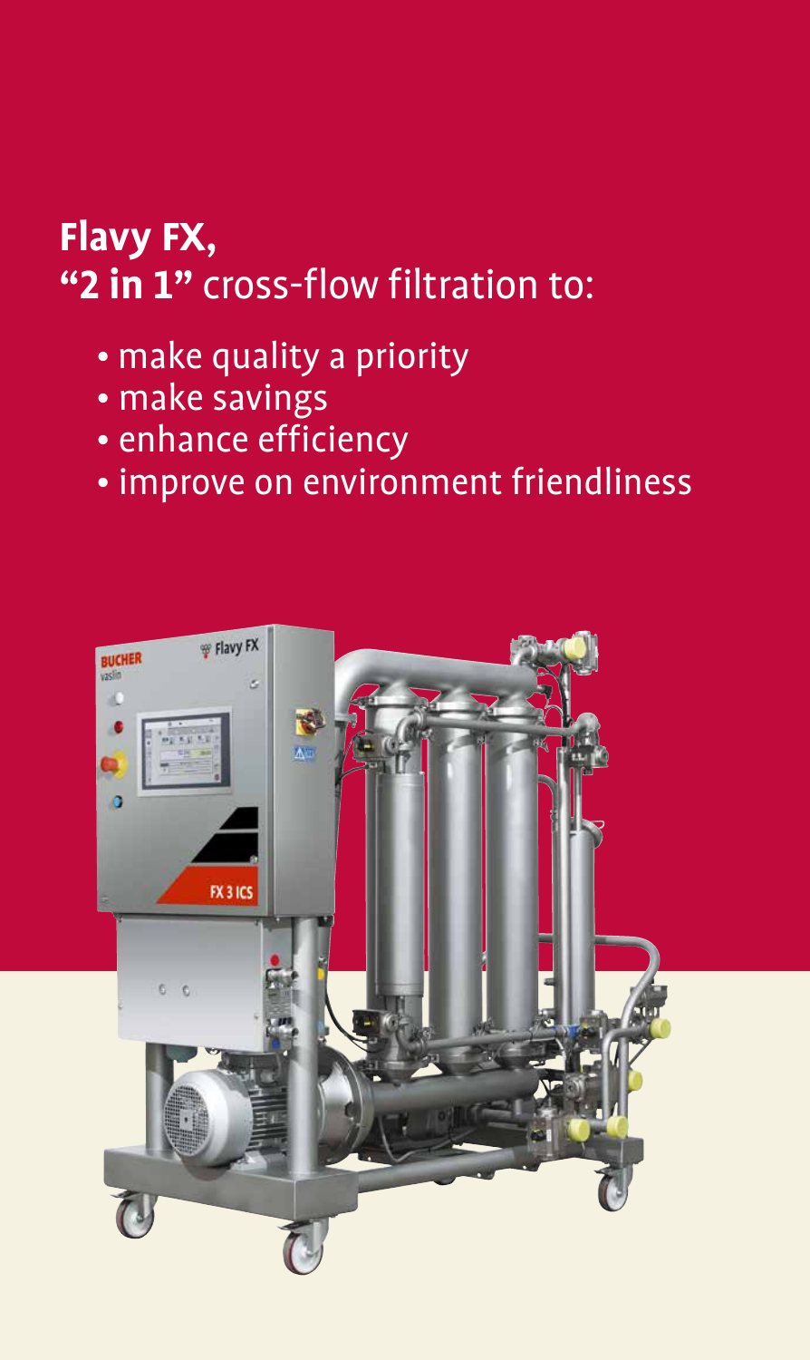# **Flavy FX,** **"2 in 1"** cross-flow filtration to:

- make quality a priority
- make savings
- enhance efficiency
- improve on environment friendliness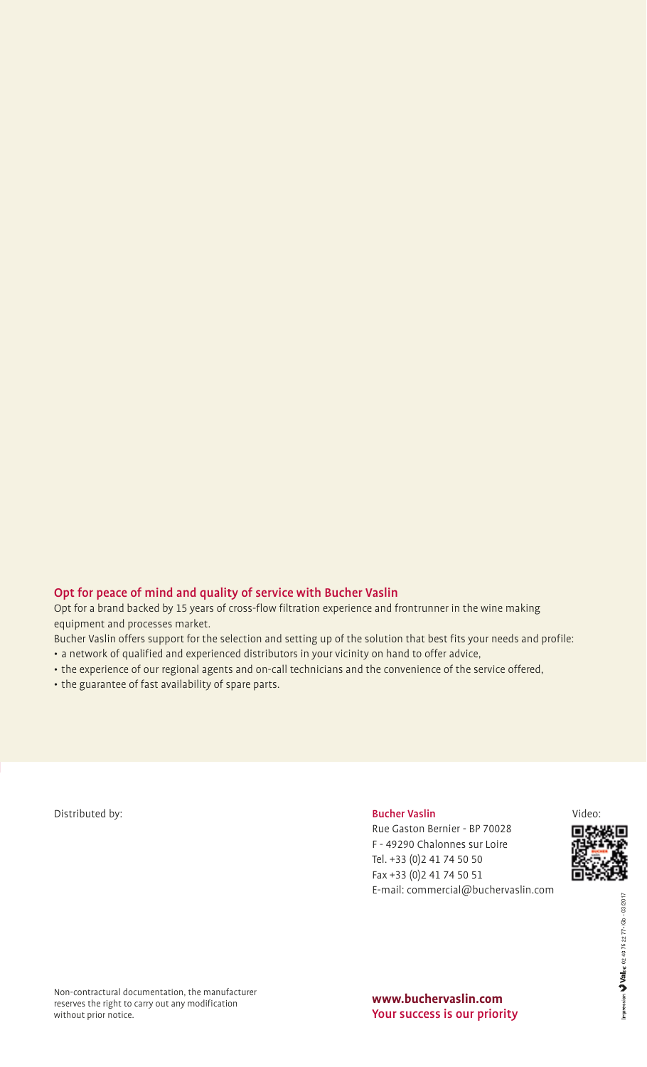## Opt for peace of mind and quality of service with Bucher Vaslin

Opt for a brand backed by 15 years of cross-flow filtration experience and frontrunner in the wine making equipment and processes market.

Bucher Vaslin offers support for the selection and setting up of the solution that best fits your needs and profile:

- a network of qualified and experienced distributors in your vicinity on hand to offer advice,
- the experience of our regional agents and on-call technicians and the convenience of the service offered,
- the guarantee of fast availability of spare parts.

Distributed by:

**Bucher Vaslin**
Rue Gaston Bernier - BP 70028
F - 49290 Chalonnes sur Loire
Tel. +33 (0)2 41 74 50 50
Fax +33 (0)2 41 74 50 51
E-mail: commercial@buchervaslin.com

Video:

Impression Val.ng 02 40 75 22 77 - Gb - 03/2017

Non-contractural documentation, the manufacturer reserves the right to carry out any modification without prior notice.

**www.buchervaslin.com**
**Your success is our priority**